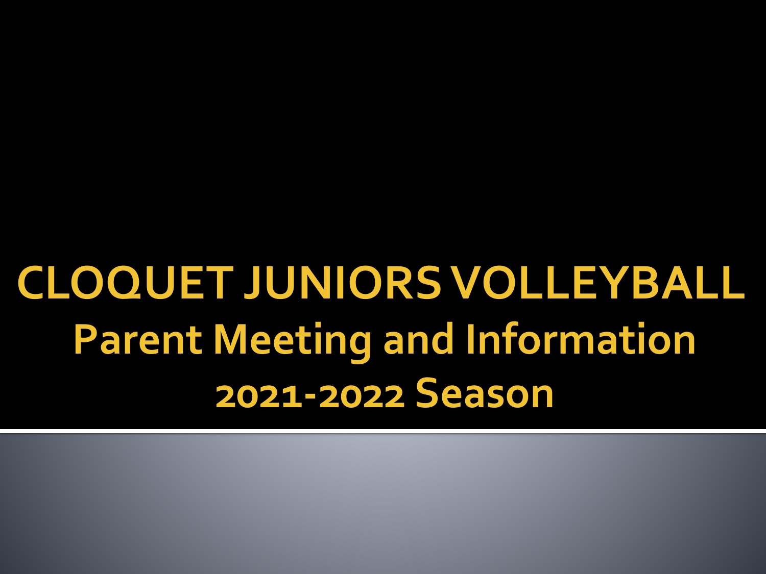# CLOQUET JUNIORS VOLLEYBALL

## Parent Meeting and Information

## 2021-2022 Season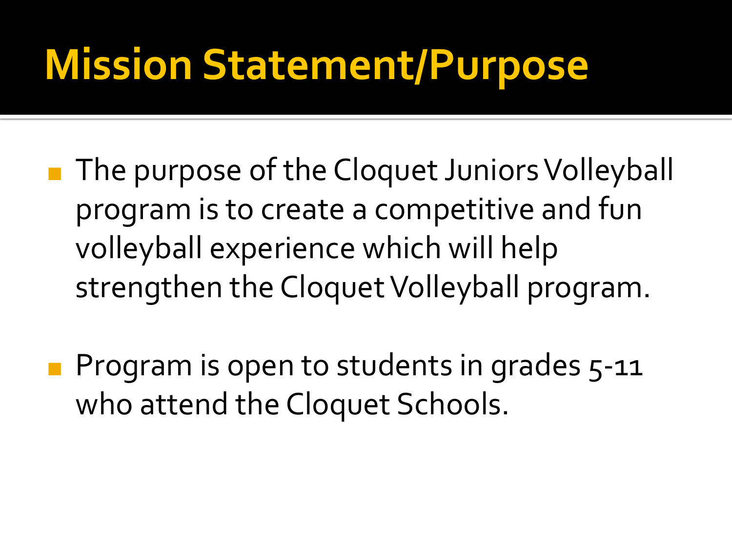# Mission Statement/Purpose

- The purpose of the Cloquet Juniors Volleyball program is to create a competitive and fun volleyball experience which will help strengthen the Cloquet Volleyball program.
- Program is open to students in grades 5-11 who attend the Cloquet Schools.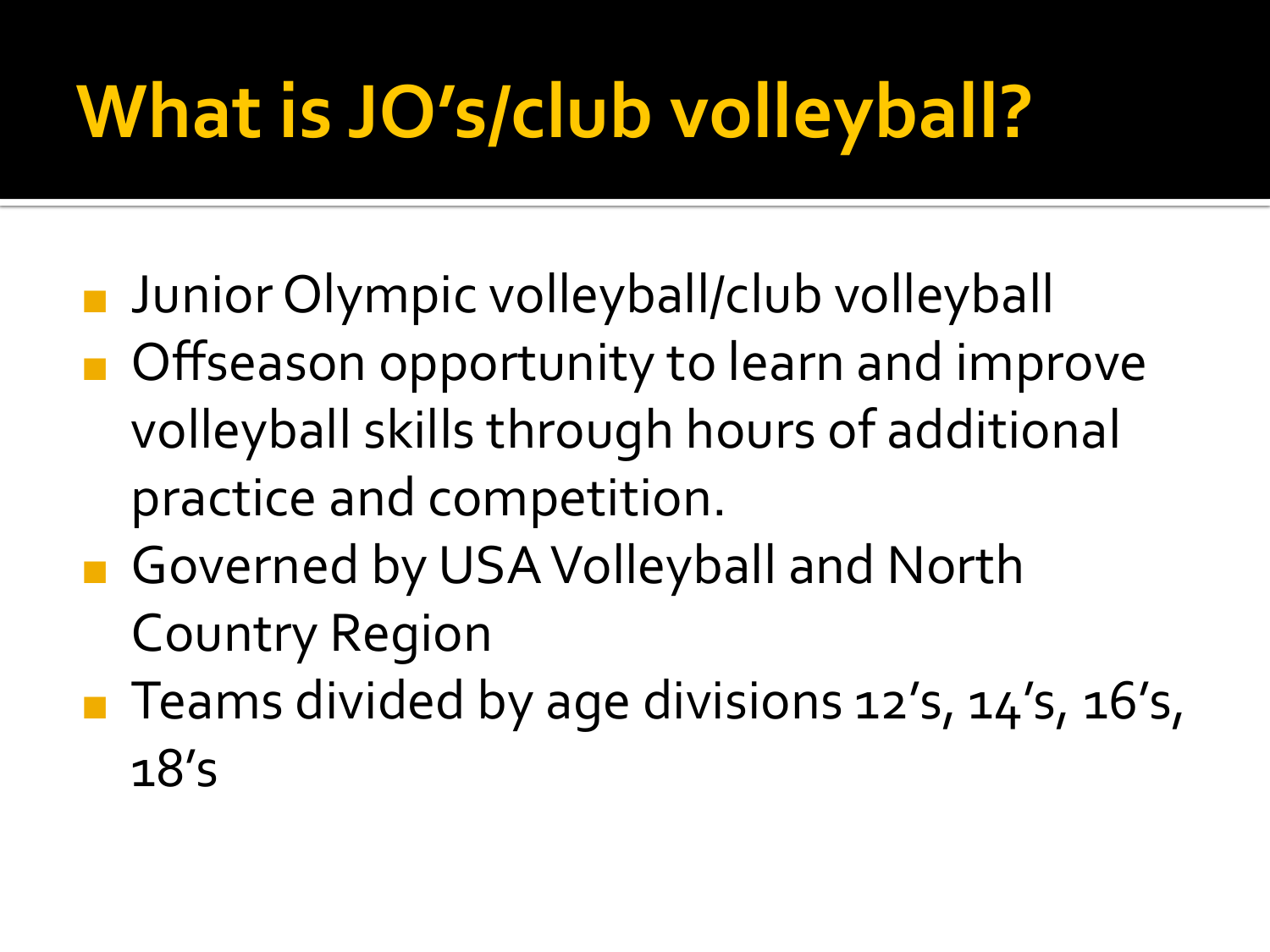# What is JO's/club volleyball?

- Junior Olympic volleyball/club volleyball
- Offseason opportunity to learn and improve volleyball skills through hours of additional practice and competition.
- Governed by USA Volleyball and North Country Region
- Teams divided by age divisions 12's, 14's, 16's, 18's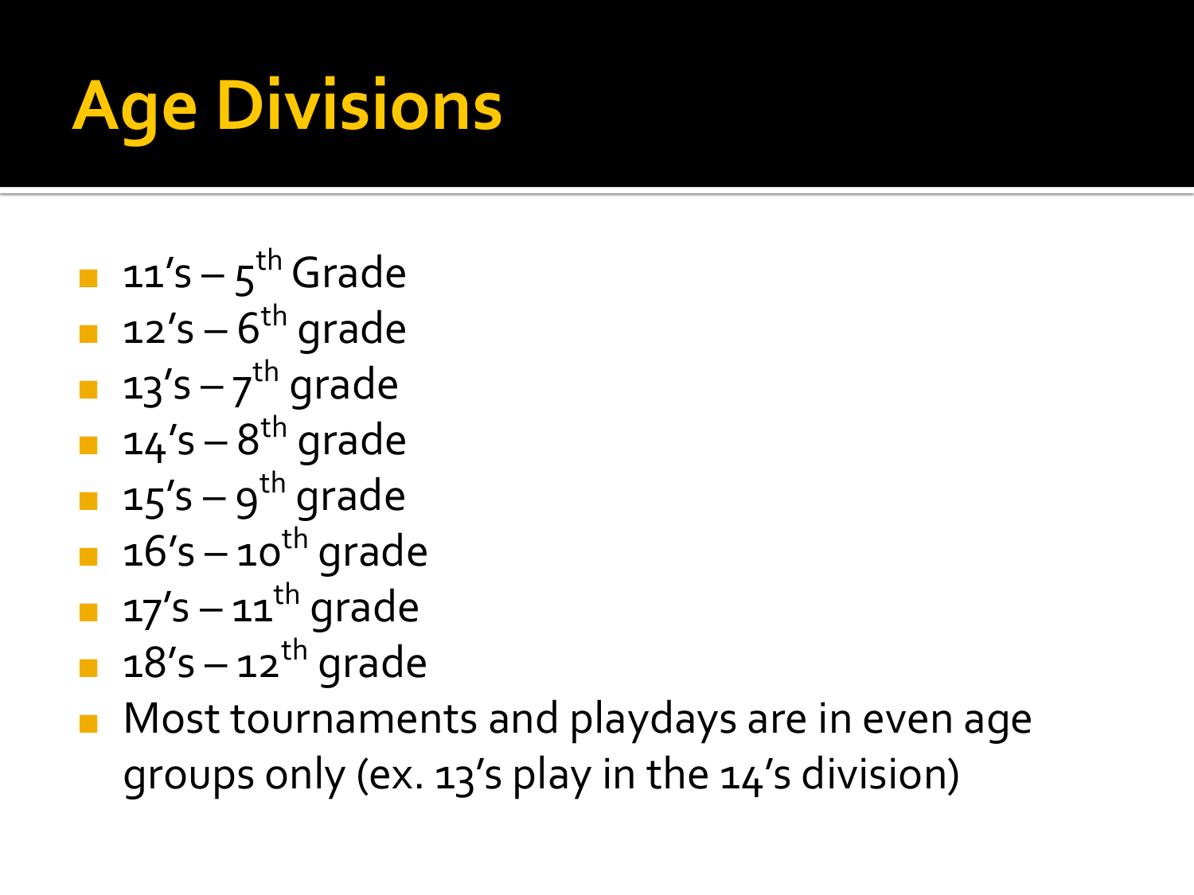# Age Divisions

- 11's – 5th Grade
- 12's – 6th grade
- 13's – 7th grade
- 14's – 8th grade
- 15's – 9th grade
- 16's – 10th grade
- 17's – 11th grade
- 18's – 12th grade
- Most tournaments and playdays are in even age groups only (ex. 13's play in the 14's division)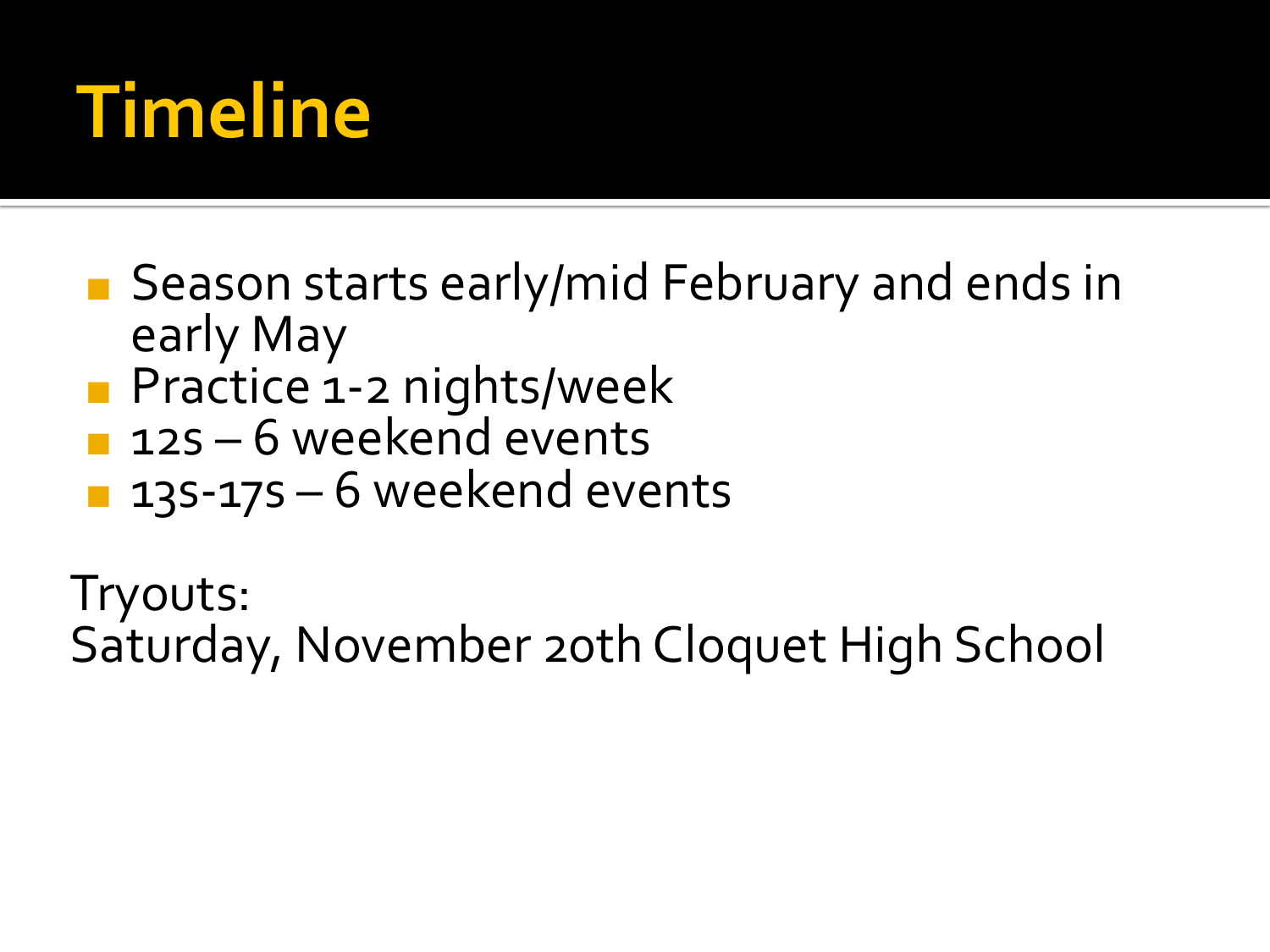# Timeline

- Season starts early/mid February and ends in early May
- Practice 1-2 nights/week
- 12s – 6 weekend events
- 13s-17s – 6 weekend events

Tryouts:
Saturday, November 20th Cloquet High School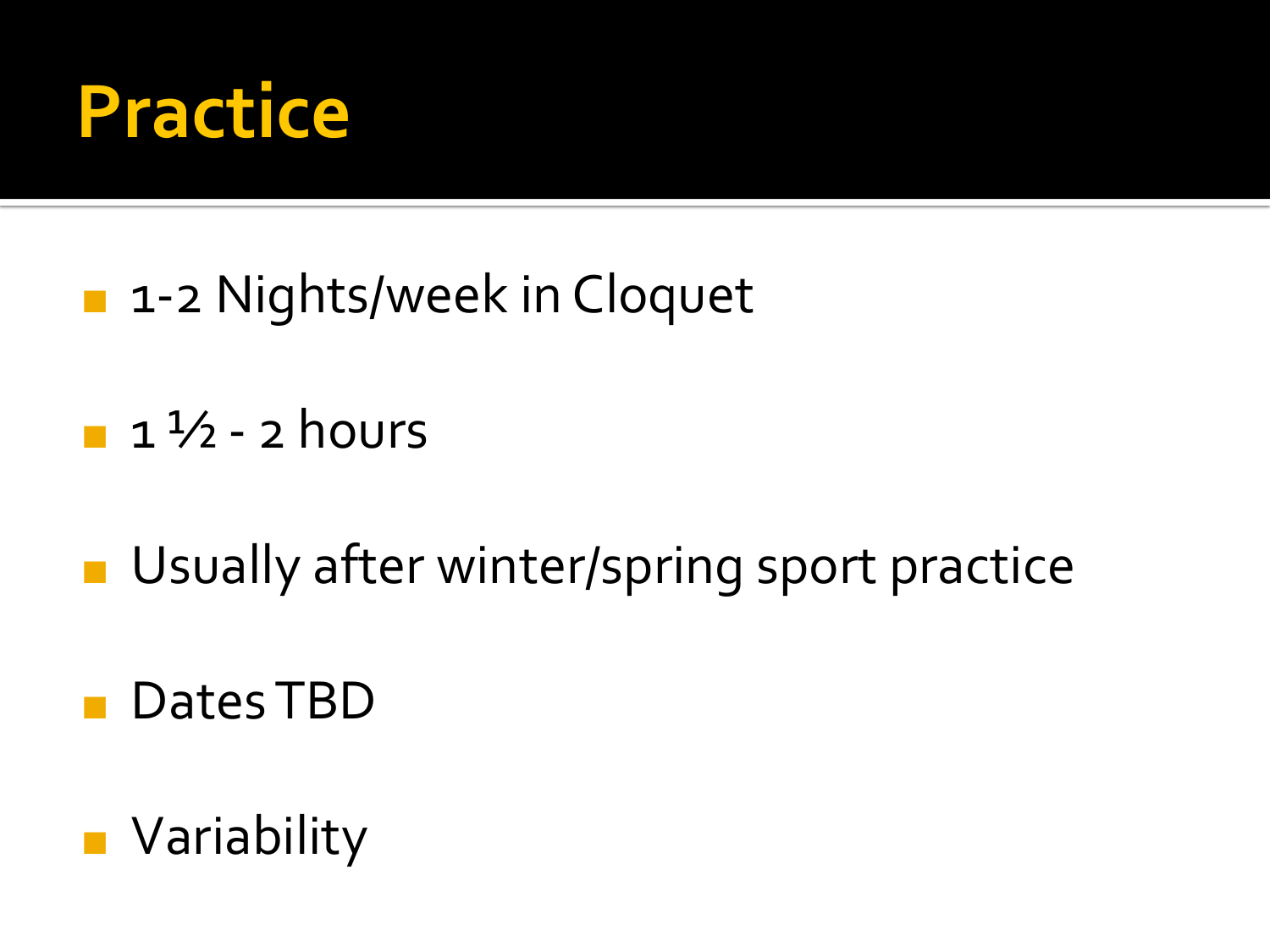# Practice

- 1-2 Nights/week in Cloquet
- 1 ½ - 2 hours
- Usually after winter/spring sport practice
- Dates TBD
- Variability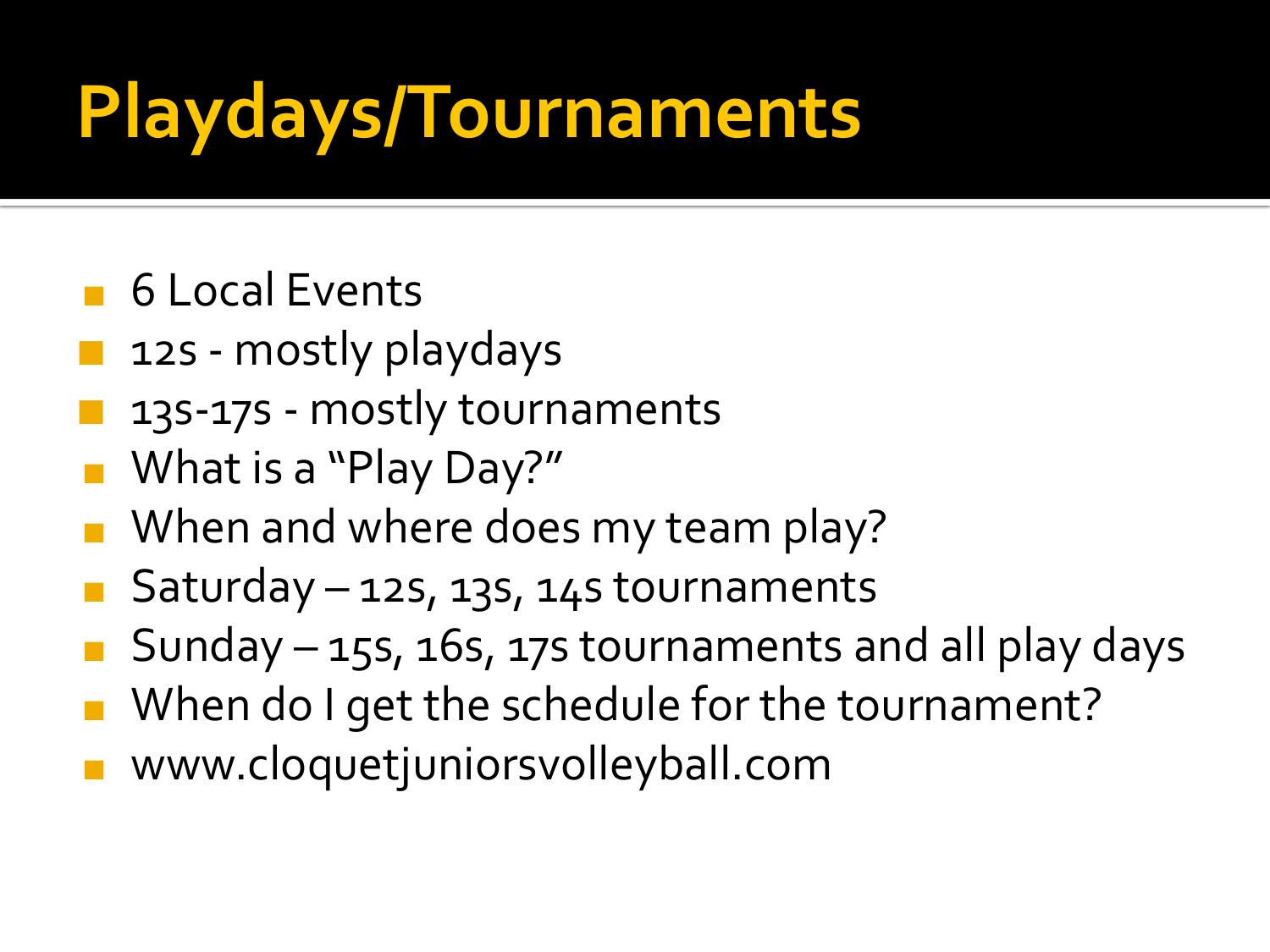# Playdays/Tournaments

- 6 Local Events
- 12s - mostly playdays
- 13s-17s - mostly tournaments
- What is a "Play Day?"
- When and where does my team play?
- Saturday – 12s, 13s, 14s tournaments
- Sunday – 15s, 16s, 17s tournaments and all play days
- When do I get the schedule for the tournament?
- www.cloquetjuniorsvolleyball.com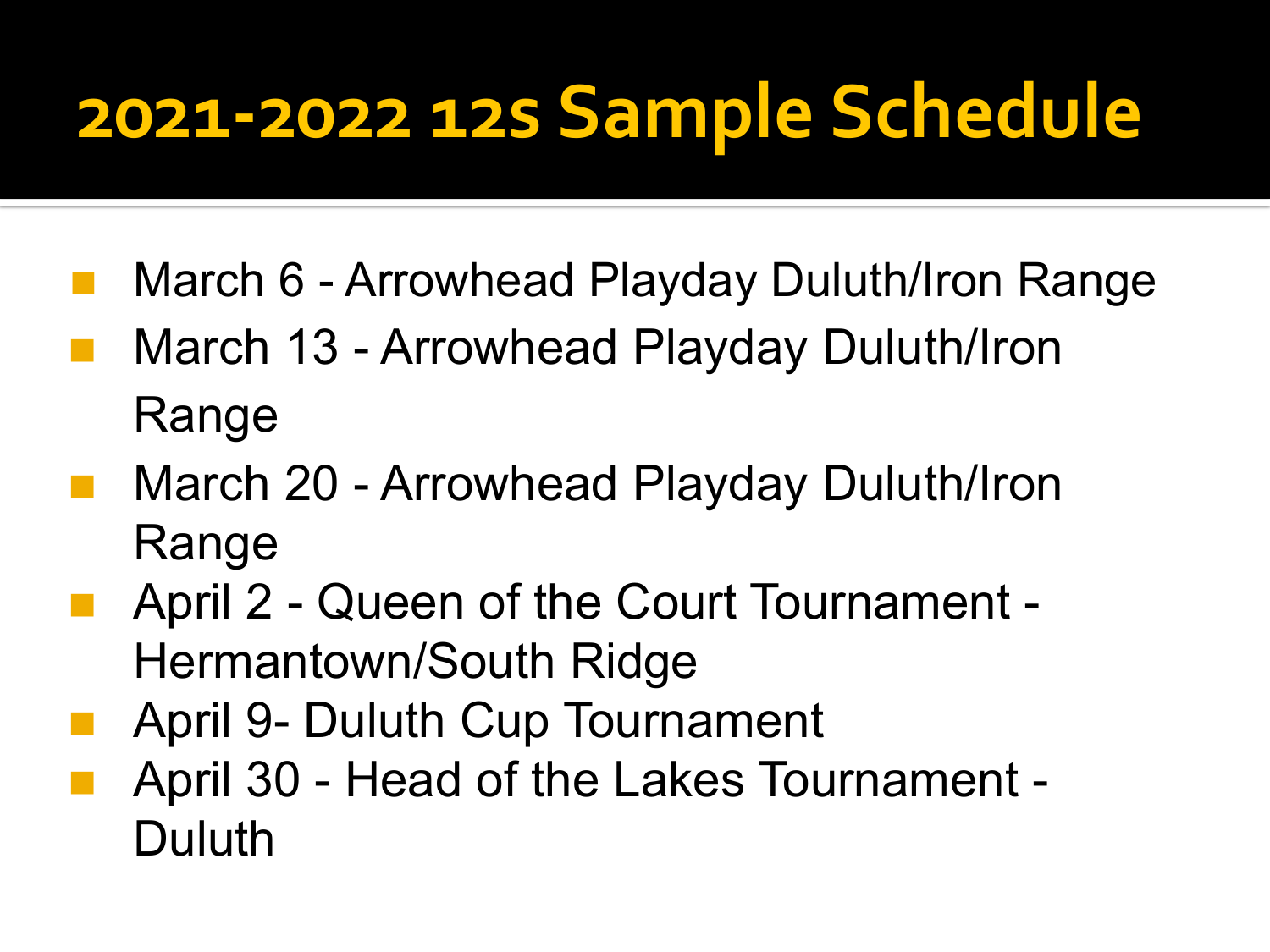# 2021-2022 12s Sample Schedule

- March 6 - Arrowhead Playday Duluth/Iron Range
- March 13 - Arrowhead Playday Duluth/Iron Range
- March 20 - Arrowhead Playday Duluth/Iron Range
- April 2 - Queen of the Court Tournament - Hermantown/South Ridge
- April 9- Duluth Cup Tournament
- April 30 - Head of the Lakes Tournament - Duluth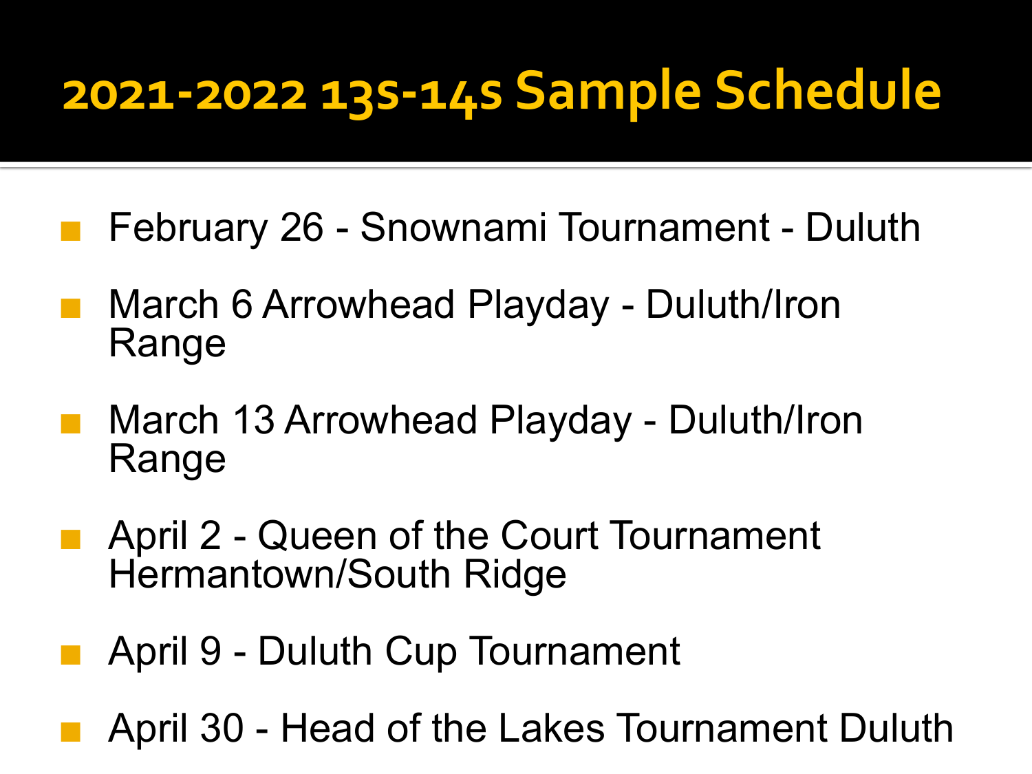# 2021-2022 13s-14s Sample Schedule

- February 26 - Snownami Tournament - Duluth
- March 6 Arrowhead Playday - Duluth/Iron Range
- March 13 Arrowhead Playday - Duluth/Iron Range
- April 2 - Queen of the Court Tournament Hermantown/South Ridge
- April 9 - Duluth Cup Tournament
- April 30 - Head of the Lakes Tournament Duluth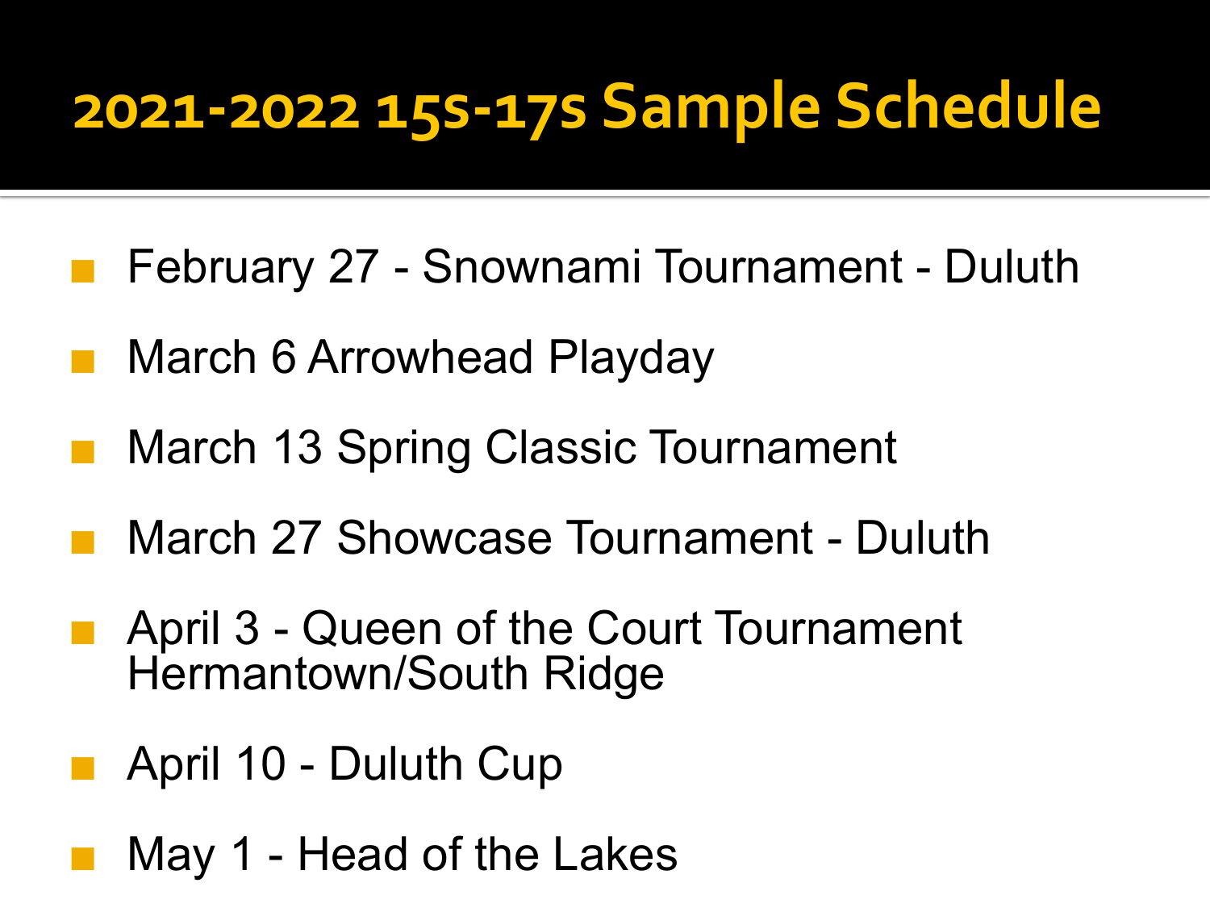# 2021-2022 15s-17s Sample Schedule

- February 27 - Snownami Tournament - Duluth
- March 6 Arrowhead Playday
- March 13 Spring Classic Tournament
- March 27 Showcase Tournament - Duluth
- April 3 - Queen of the Court Tournament Hermantown/South Ridge
- April 10 - Duluth Cup
- May 1 - Head of the Lakes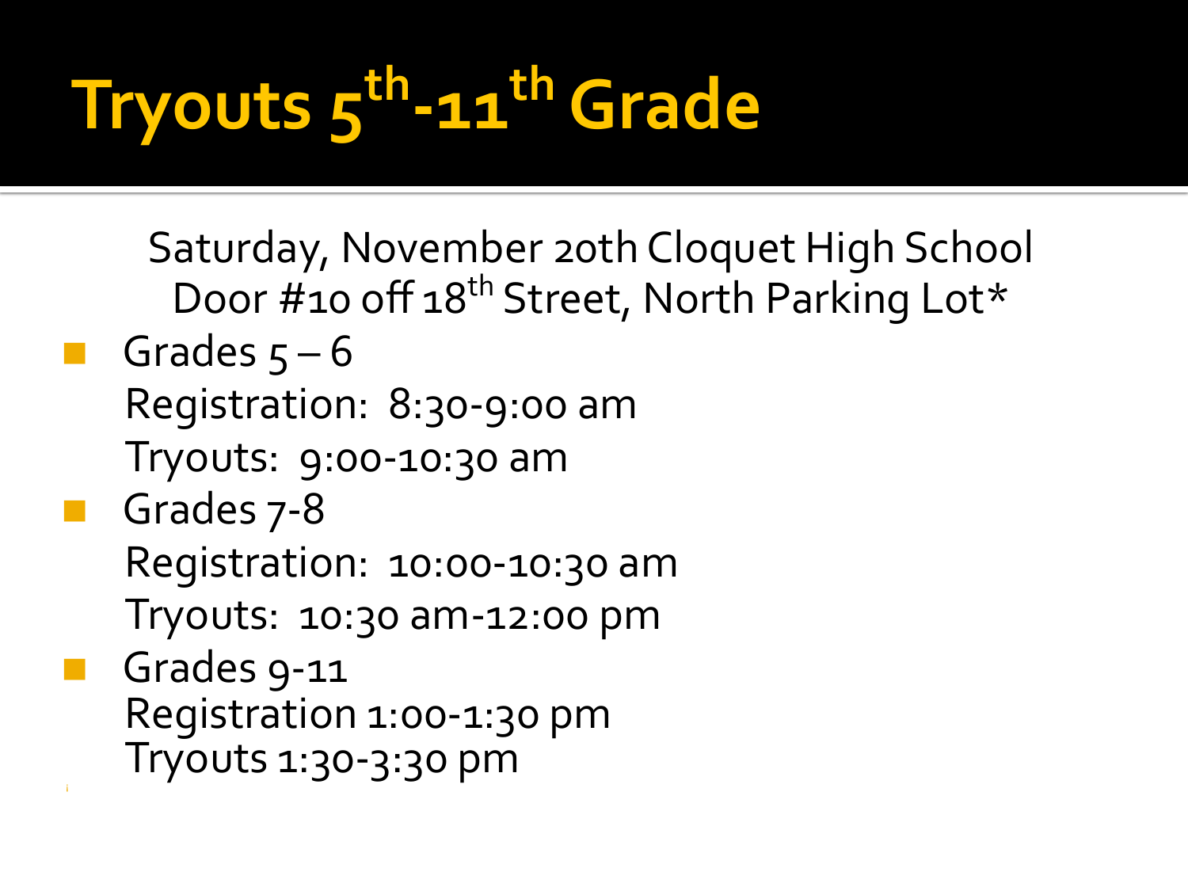# Tryouts 5th-11th Grade

Saturday, November 20th Cloquet High School
Door #10 off 18th Street, North Parking Lot*

- Grades 5 – 6
  Registration: 8:30-9:00 am
  Tryouts: 9:00-10:30 am
- Grades 7-8
  Registration: 10:00-10:30 am
  Tryouts: 10:30 am-12:00 pm
- Grades 9-11
  Registration 1:00-1:30 pm
  Tryouts 1:30-3:30 pm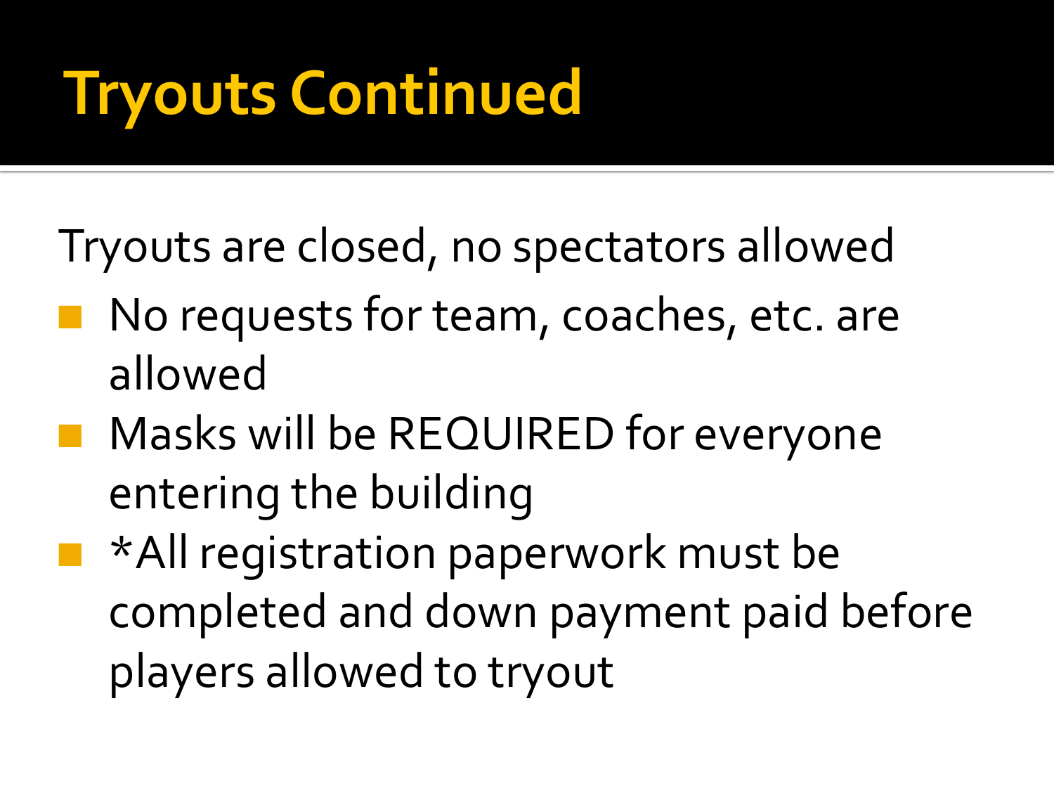# Tryouts Continued

Tryouts are closed, no spectators allowed

- No requests for team, coaches, etc. are allowed
- Masks will be REQUIRED for everyone entering the building
- *All registration paperwork must be completed and down payment paid before players allowed to tryout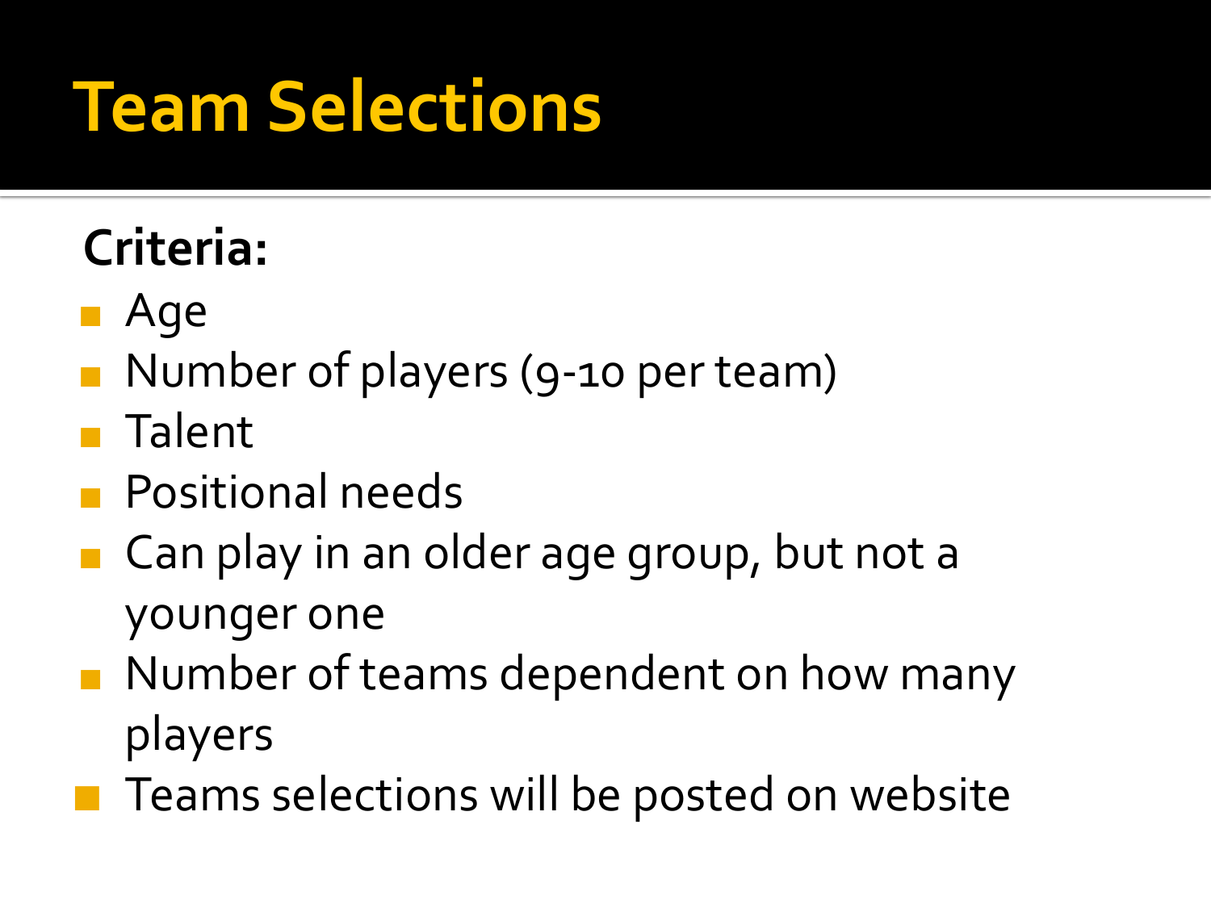# Team Selections

**Criteria:**

- Age
- Number of players (9-10 per team)
- Talent
- Positional needs
- Can play in an older age group, but not a younger one
- Number of teams dependent on how many players
- Teams selections will be posted on website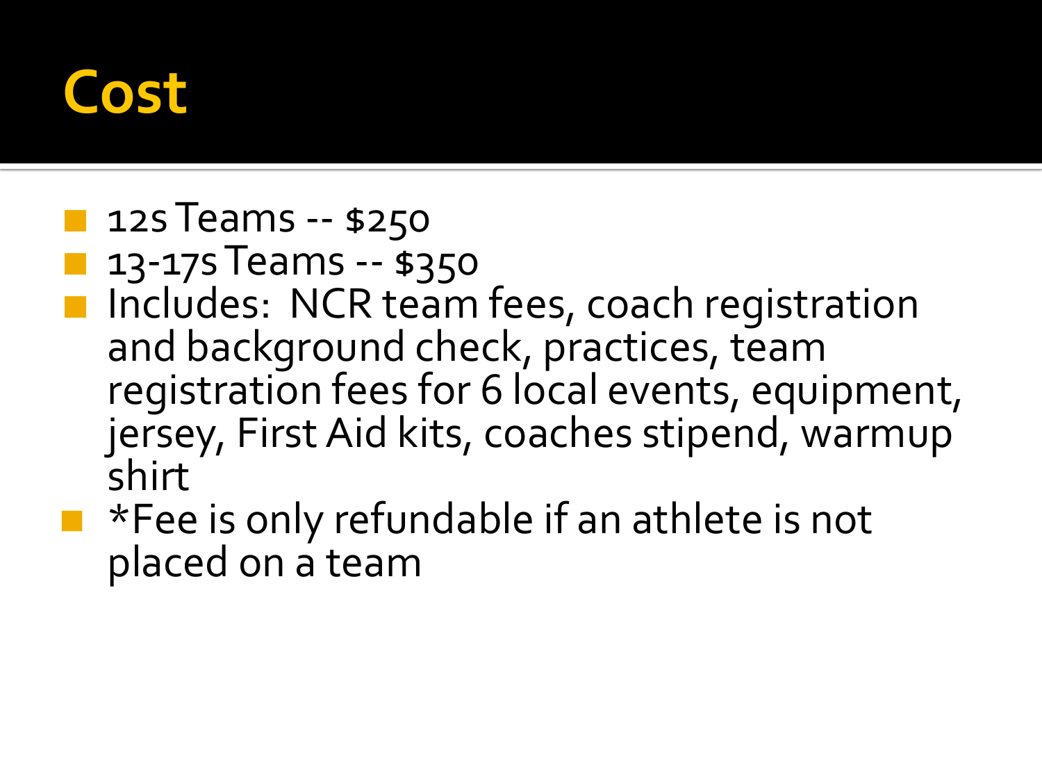# Cost

- 12s Teams -- $250
- 13-17s Teams -- $350
- Includes: NCR team fees, coach registration and background check, practices, team registration fees for 6 local events, equipment, jersey, First Aid kits, coaches stipend, warmup shirt
- *Fee is only refundable if an athlete is not placed on a team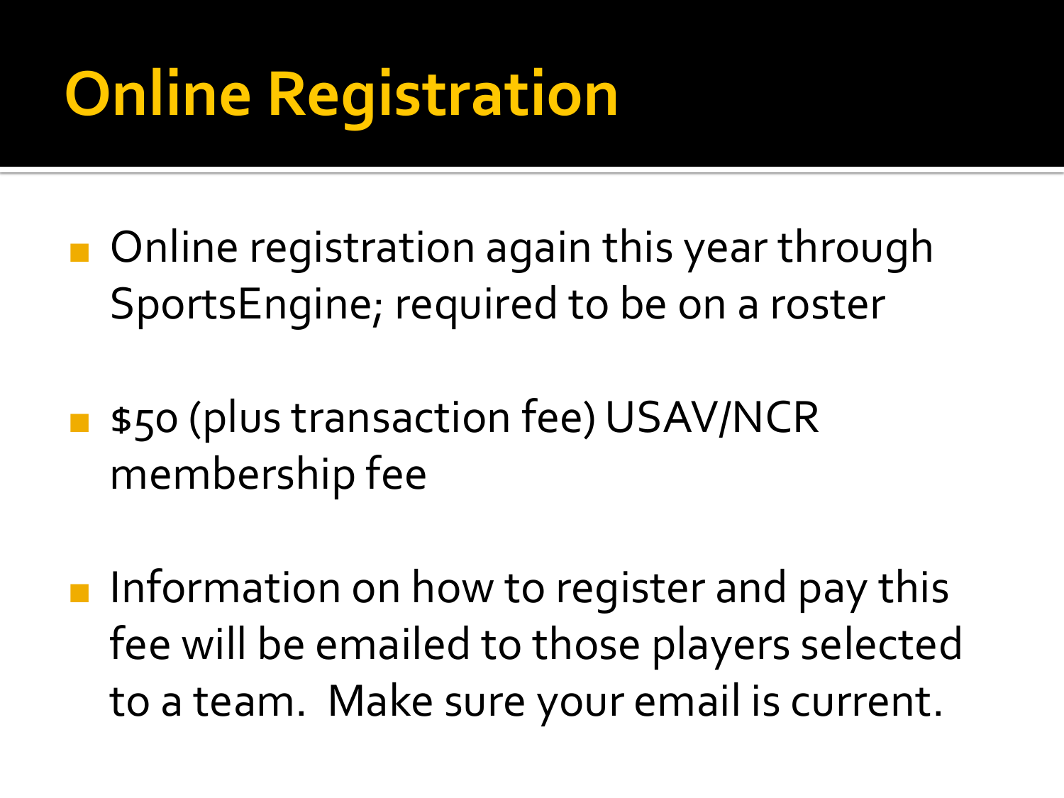# Online Registration

- Online registration again this year through SportsEngine; required to be on a roster
- $50 (plus transaction fee) USAV/NCR membership fee
- Information on how to register and pay this fee will be emailed to those players selected to a team.  Make sure your email is current.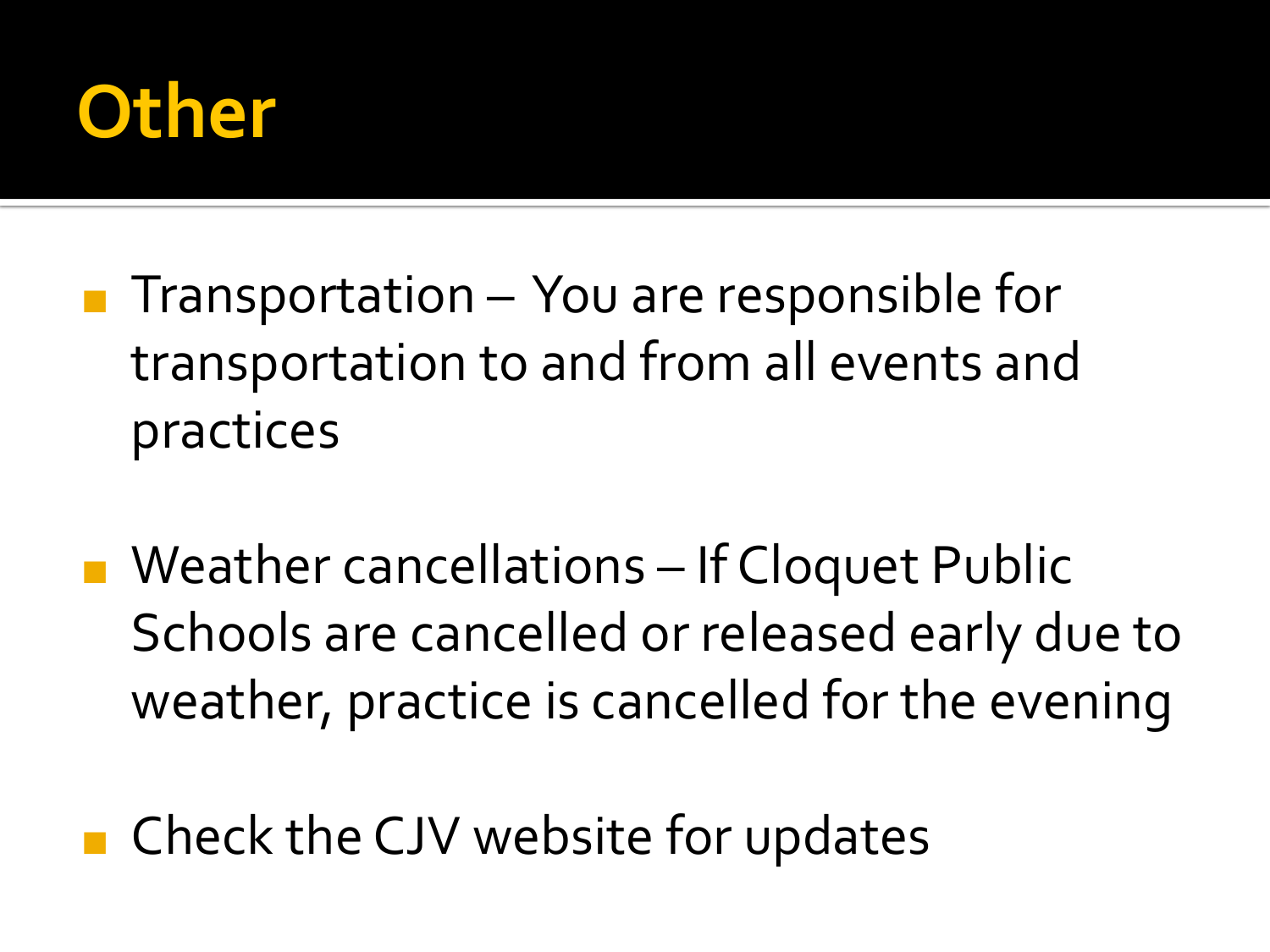# Other

- Transportation – You are responsible for transportation to and from all events and practices

- Weather cancellations – If Cloquet Public Schools are cancelled or released early due to weather, practice is cancelled for the evening

- Check the CJV website for updates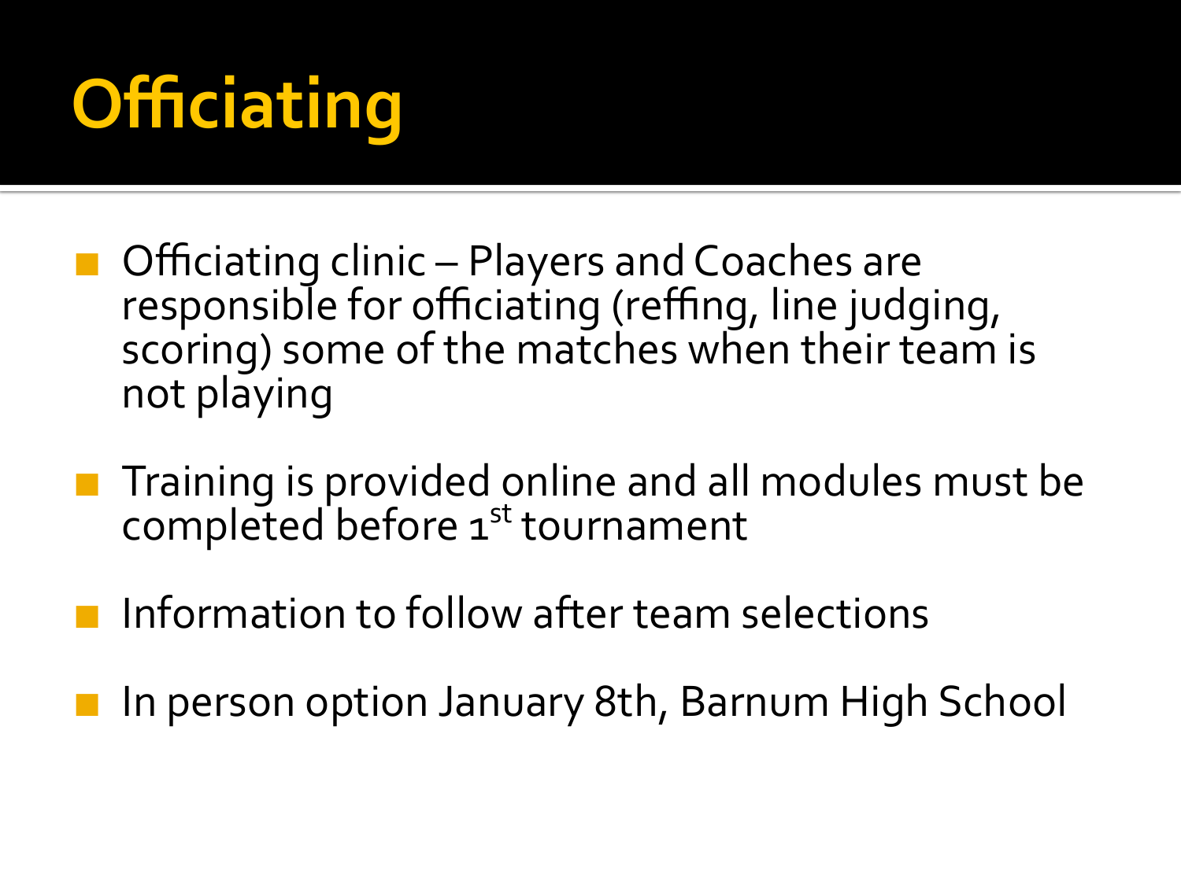# Officiating

- Officiating clinic – Players and Coaches are responsible for officiating (reffing, line judging, scoring) some of the matches when their team is not playing
- Training is provided online and all modules must be completed before 1st tournament
- Information to follow after team selections
- In person option January 8th, Barnum High School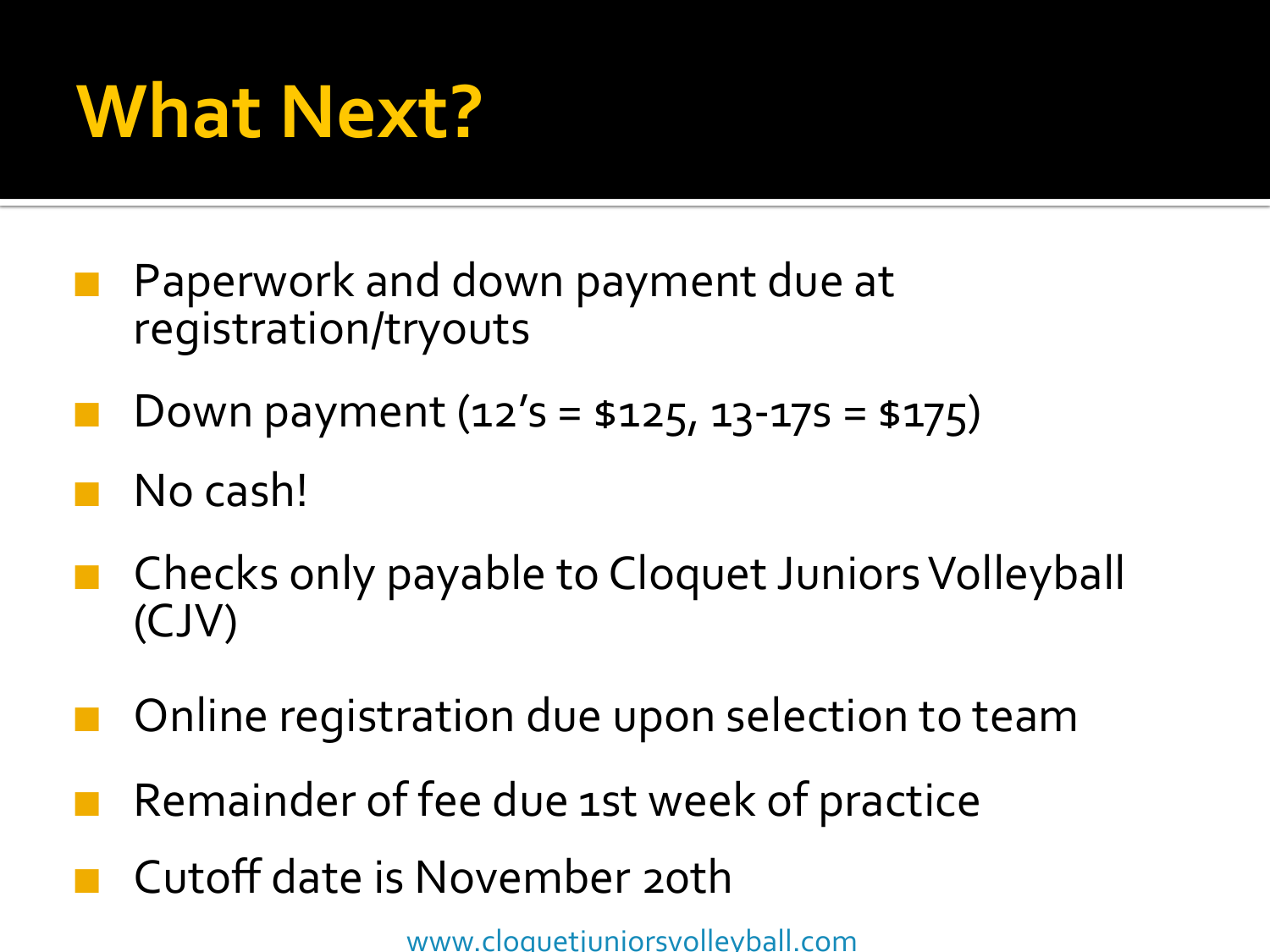# What Next?

- Paperwork and down payment due at registration/tryouts
- Down payment (12's = $125, 13-17s = $175)
- No cash!
- Checks only payable to Cloquet Juniors Volleyball (CJV)
- Online registration due upon selection to team
- Remainder of fee due 1st week of practice
- Cutoff date is November 20th

www.cloquetjuniorsvolleyball.com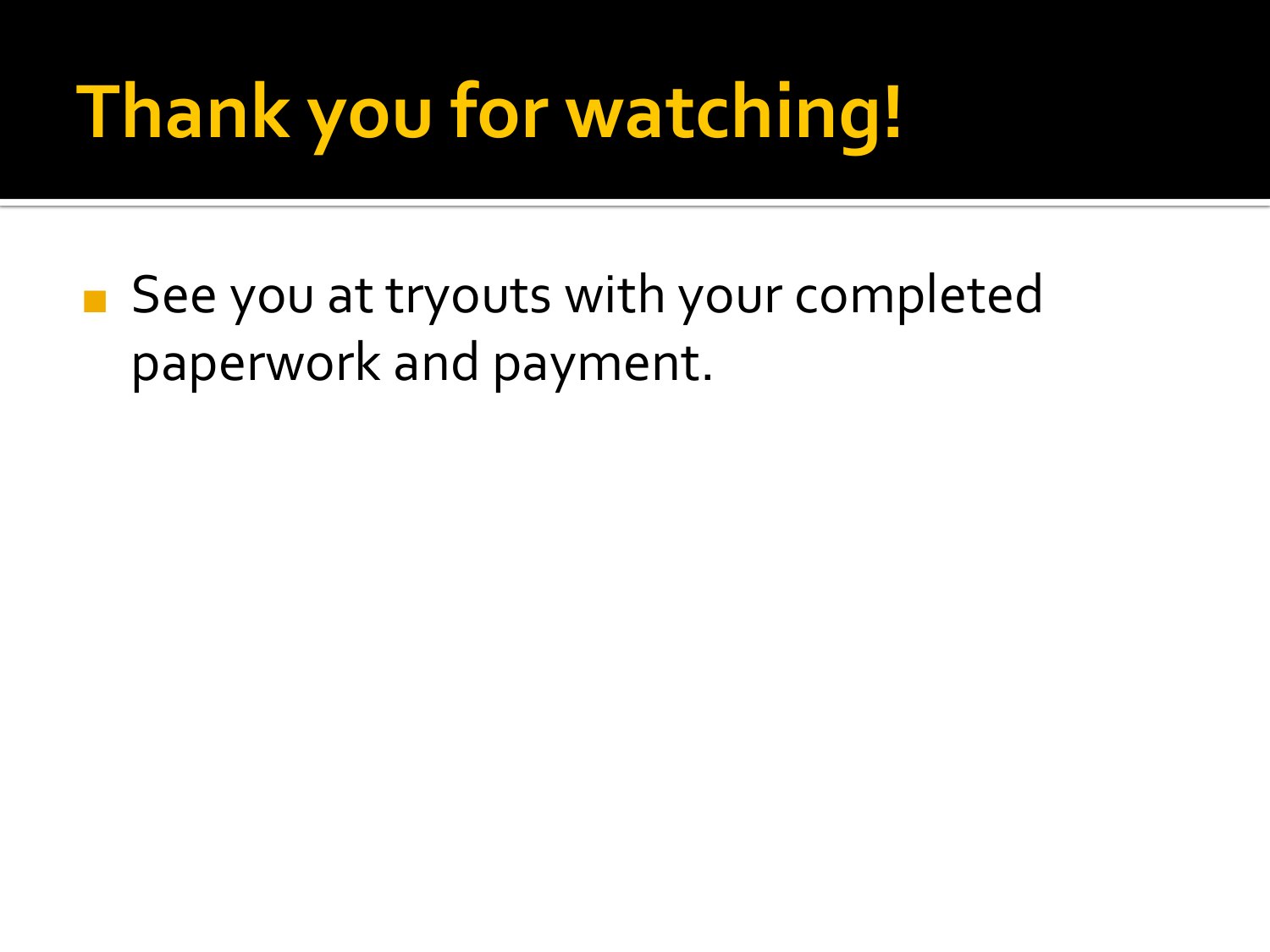# Thank you for watching!

- See you at tryouts with your completed paperwork and payment.